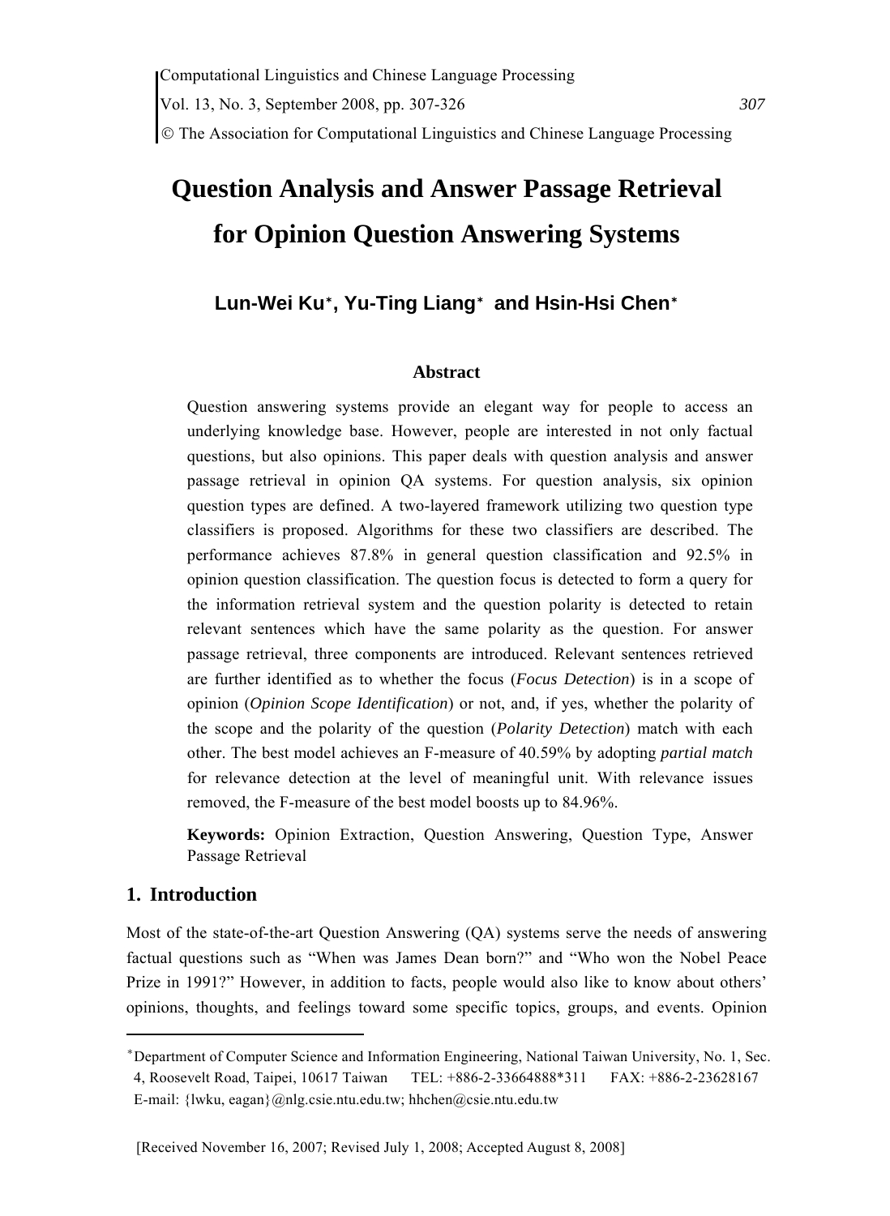# Question Analysis and Answer Passage Retrieval for Opinion Question Answering Systems

**Lun-Wei Ku[*], Yu-Ting Liang[*] and Hsin-Hsi Chen[*]**

### Abstract

Question answering systems provide an elegant way for people to access an underlying knowledge base. However, people are interested in not only factual questions, but also opinions. This paper deals with question analysis and answer passage retrieval in opinion QA systems. For question analysis, six opinion question types are defined. A two-layered framework utilizing two question type classifiers is proposed. Algorithms for these two classifiers are described. The performance achieves 87.8% in general question classification and 92.5% in opinion question classification. The question focus is detected to form a query for the information retrieval system and the question polarity is detected to retain relevant sentences which have the same polarity as the question. For answer passage retrieval, three components are introduced. Relevant sentences retrieved are further identified as to whether the focus (*Focus Detection*) is in a scope of opinion (*Opinion Scope Identification*) or not, and, if yes, whether the polarity of the scope and the polarity of the question (*Polarity Detection*) match with each other. The best model achieves an F-measure of 40.59% by adopting *partial match* for relevance detection at the level of meaningful unit. With relevance issues removed, the F-measure of the best model boosts up to 84.96%.

**Keywords:** Opinion Extraction, Question Answering, Question Type, Answer Passage Retrieval

## 1. Introduction

Most of the state-of-the-art Question Answering (QA) systems serve the needs of answering factual questions such as "When was James Dean born?" and "Who won the Nobel Peace Prize in 1991?" However, in addition to facts, people would also like to know about others' opinions, thoughts, and feelings toward some specific topics, groups, and events. Opinion

---

[*] Department of Computer Science and Information Engineering, National Taiwan University, No. 1, Sec. 4, Roosevelt Road, Taipei, 10617 Taiwan TEL: +886-2-33664888*311 FAX: +886-2-23628167 E-mail: {lwku, eagan}@nlg.csie.ntu.edu.tw; hhchen@csie.ntu.edu.tw

[Received November 16, 2007; Revised July 1, 2008; Accepted August 8, 2008]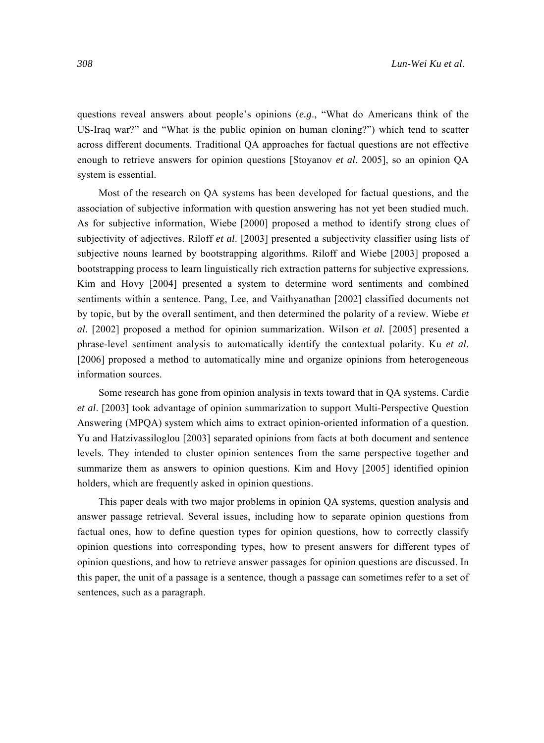questions reveal answers about people's opinions (*e.g*., "What do Americans think of the US-Iraq war?" and "What is the public opinion on human cloning?") which tend to scatter across different documents. Traditional QA approaches for factual questions are not effective enough to retrieve answers for opinion questions [Stoyanov *et al*. 2005], so an opinion QA system is essential.

Most of the research on QA systems has been developed for factual questions, and the association of subjective information with question answering has not yet been studied much. As for subjective information, Wiebe [2000] proposed a method to identify strong clues of subjectivity of adjectives. Riloff *et al*. [2003] presented a subjectivity classifier using lists of subjective nouns learned by bootstrapping algorithms. Riloff and Wiebe [2003] proposed a bootstrapping process to learn linguistically rich extraction patterns for subjective expressions. Kim and Hovy [2004] presented a system to determine word sentiments and combined sentiments within a sentence. Pang, Lee, and Vaithyanathan [2002] classified documents not by topic, but by the overall sentiment, and then determined the polarity of a review. Wiebe *et al*. [2002] proposed a method for opinion summarization. Wilson *et al*. [2005] presented a phrase-level sentiment analysis to automatically identify the contextual polarity. Ku *et al*. [2006] proposed a method to automatically mine and organize opinions from heterogeneous information sources.

Some research has gone from opinion analysis in texts toward that in QA systems. Cardie *et al*. [2003] took advantage of opinion summarization to support Multi-Perspective Question Answering (MPQA) system which aims to extract opinion-oriented information of a question. Yu and Hatzivassiloglou [2003] separated opinions from facts at both document and sentence levels. They intended to cluster opinion sentences from the same perspective together and summarize them as answers to opinion questions. Kim and Hovy [2005] identified opinion holders, which are frequently asked in opinion questions.

This paper deals with two major problems in opinion QA systems, question analysis and answer passage retrieval. Several issues, including how to separate opinion questions from factual ones, how to define question types for opinion questions, how to correctly classify opinion questions into corresponding types, how to present answers for different types of opinion questions, and how to retrieve answer passages for opinion questions are discussed. In this paper, the unit of a passage is a sentence, though a passage can sometimes refer to a set of sentences, such as a paragraph.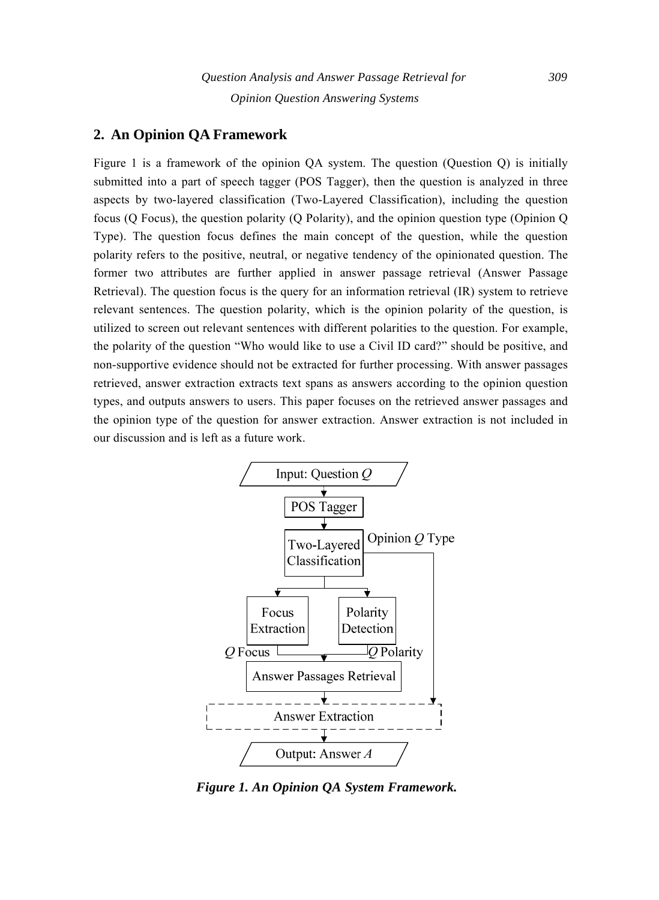## 2. An Opinion QA Framework

Figure 1 is a framework of the opinion QA system. The question (Question Q) is initially submitted into a part of speech tagger (POS Tagger), then the question is analyzed in three aspects by two-layered classification (Two-Layered Classification), including the question focus (Q Focus), the question polarity (Q Polarity), and the opinion question type (Opinion Q Type). The question focus defines the main concept of the question, while the question polarity refers to the positive, neutral, or negative tendency of the opinionated question. The former two attributes are further applied in answer passage retrieval (Answer Passage Retrieval). The question focus is the query for an information retrieval (IR) system to retrieve relevant sentences. The question polarity, which is the opinion polarity of the question, is utilized to screen out relevant sentences with different polarities to the question. For example, the polarity of the question "Who would like to use a Civil ID card?" should be positive, and non-supportive evidence should not be extracted for further processing. With answer passages retrieved, answer extraction extracts text spans as answers according to the opinion question types, and outputs answers to users. This paper focuses on the retrieved answer passages and the opinion type of the question for answer extraction. Answer extraction is not included in our discussion and is left as a future work.

Input: Question *Q*
POS Tagger
Two-Layered Classification — Opinion *Q* Type
Focus Extraction — *Q* Focus
Polarity Detection — *Q* Polarity
Answer Passages Retrieval
Answer Extraction
Output: Answer *A*

***Figure 1. An Opinion QA System Framework.***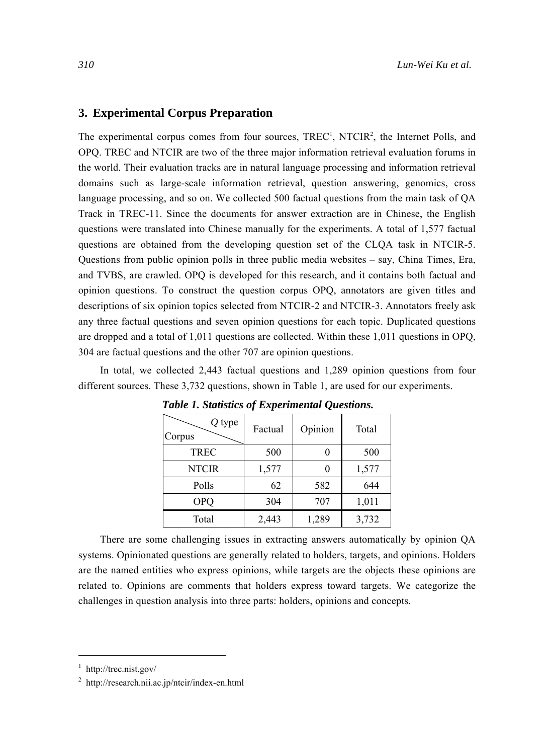## 3. Experimental Corpus Preparation

The experimental corpus comes from four sources, TREC[1], NTCIR[2], the Internet Polls, and OPQ. TREC and NTCIR are two of the three major information retrieval evaluation forums in the world. Their evaluation tracks are in natural language processing and information retrieval domains such as large-scale information retrieval, question answering, genomics, cross language processing, and so on. We collected 500 factual questions from the main task of QA Track in TREC-11. Since the documents for answer extraction are in Chinese, the English questions were translated into Chinese manually for the experiments. A total of 1,577 factual questions are obtained from the developing question set of the CLQA task in NTCIR-5. Questions from public opinion polls in three public media websites – say, China Times, Era, and TVBS, are crawled. OPQ is developed for this research, and it contains both factual and opinion questions. To construct the question corpus OPQ, annotators are given titles and descriptions of six opinion topics selected from NTCIR-2 and NTCIR-3. Annotators freely ask any three factual questions and seven opinion questions for each topic. Duplicated questions are dropped and a total of 1,011 questions are collected. Within these 1,011 questions in OPQ, 304 are factual questions and the other 707 are opinion questions.

In total, we collected 2,443 factual questions and 1,289 opinion questions from four different sources. These 3,732 questions, shown in Table 1, are used for our experiments.

***Table 1. Statistics of Experimental Questions.***

| Corpus \ *Q* type | Factual | Opinion | Total |
|---|---|---|---|
| TREC | 500 | 0 | 500 |
| NTCIR | 1,577 | 0 | 1,577 |
| Polls | 62 | 582 | 644 |
| OPQ | 304 | 707 | 1,011 |
| Total | 2,443 | 1,289 | 3,732 |

There are some challenging issues in extracting answers automatically by opinion QA systems. Opinionated questions are generally related to holders, targets, and opinions. Holders are the named entities who express opinions, while targets are the objects these opinions are related to. Opinions are comments that holders express toward targets. We categorize the challenges in question analysis into three parts: holders, opinions and concepts.

---

[1] http://trec.nist.gov/

[2] http://research.nii.ac.jp/ntcir/index-en.html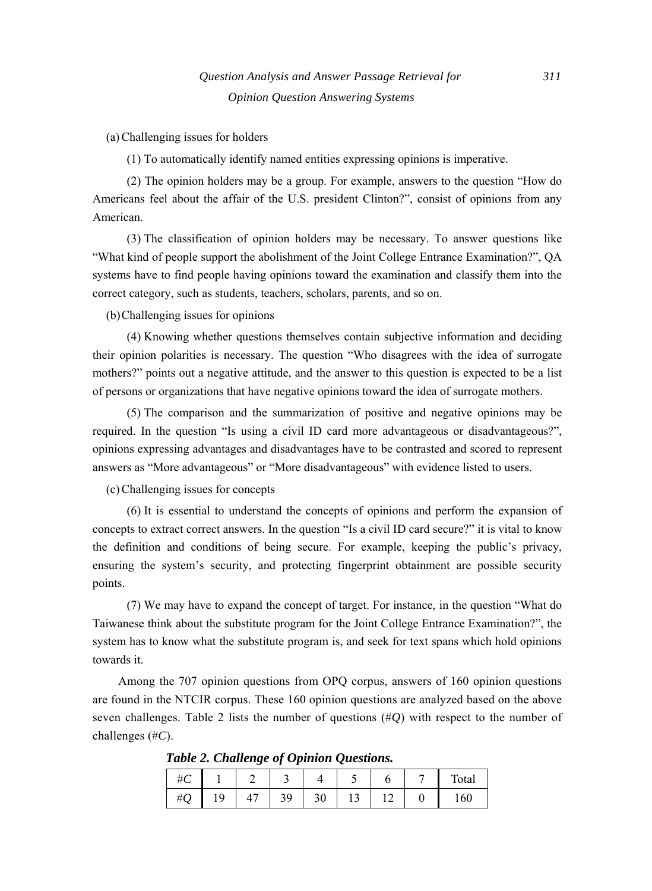(a) Challenging issues for holders

(1) To automatically identify named entities expressing opinions is imperative.

(2) The opinion holders may be a group. For example, answers to the question "How do Americans feel about the affair of the U.S. president Clinton?", consist of opinions from any American.

(3) The classification of opinion holders may be necessary. To answer questions like "What kind of people support the abolishment of the Joint College Entrance Examination?", QA systems have to find people having opinions toward the examination and classify them into the correct category, such as students, teachers, scholars, parents, and so on.

(b) Challenging issues for opinions

(4) Knowing whether questions themselves contain subjective information and deciding their opinion polarities is necessary. The question "Who disagrees with the idea of surrogate mothers?" points out a negative attitude, and the answer to this question is expected to be a list of persons or organizations that have negative opinions toward the idea of surrogate mothers.

(5) The comparison and the summarization of positive and negative opinions may be required. In the question "Is using a civil ID card more advantageous or disadvantageous?", opinions expressing advantages and disadvantages have to be contrasted and scored to represent answers as "More advantageous" or "More disadvantageous" with evidence listed to users.

(c) Challenging issues for concepts

(6) It is essential to understand the concepts of opinions and perform the expansion of concepts to extract correct answers. In the question "Is a civil ID card secure?" it is vital to know the definition and conditions of being secure. For example, keeping the public's privacy, ensuring the system's security, and protecting fingerprint obtainment are possible security points.

(7) We may have to expand the concept of target. For instance, in the question "What do Taiwanese think about the substitute program for the Joint College Entrance Examination?", the system has to know what the substitute program is, and seek for text spans which hold opinions towards it.

Among the 707 opinion questions from OPQ corpus, answers of 160 opinion questions are found in the NTCIR corpus. These 160 opinion questions are analyzed based on the above seven challenges. Table 2 lists the number of questions (#*Q*) with respect to the number of challenges (#*C*).

***Table 2. Challenge of Opinion Questions.***

| #*C* | 1 | 2 | 3 | 4 | 5 | 6 | 7 | Total |
|---|---|---|---|---|---|---|---|---|
| #*Q* | 19 | 47 | 39 | 30 | 13 | 12 | 0 | 160 |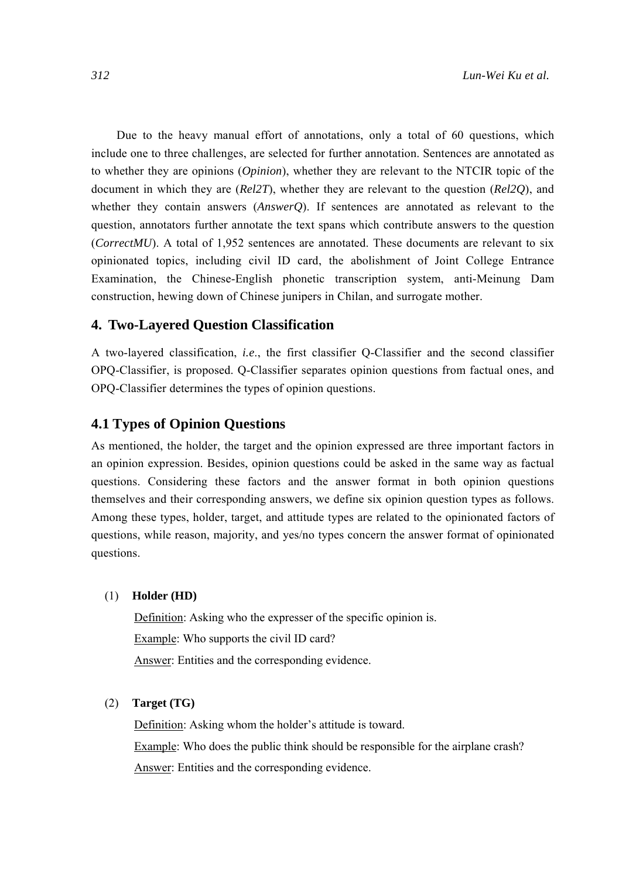Due to the heavy manual effort of annotations, only a total of 60 questions, which include one to three challenges, are selected for further annotation. Sentences are annotated as to whether they are opinions (*Opinion*), whether they are relevant to the NTCIR topic of the document in which they are (*Rel2T*), whether they are relevant to the question (*Rel2Q*), and whether they contain answers (*AnswerQ*). If sentences are annotated as relevant to the question, annotators further annotate the text spans which contribute answers to the question (*CorrectMU*). A total of 1,952 sentences are annotated. These documents are relevant to six opinionated topics, including civil ID card, the abolishment of Joint College Entrance Examination, the Chinese-English phonetic transcription system, anti-Meinung Dam construction, hewing down of Chinese junipers in Chilan, and surrogate mother.

## 4. Two-Layered Question Classification

A two-layered classification, *i.e.*, the first classifier Q-Classifier and the second classifier OPQ-Classifier, is proposed. Q-Classifier separates opinion questions from factual ones, and OPQ-Classifier determines the types of opinion questions.

### 4.1 Types of Opinion Questions

As mentioned, the holder, the target and the opinion expressed are three important factors in an opinion expression. Besides, opinion questions could be asked in the same way as factual questions. Considering these factors and the answer format in both opinion questions themselves and their corresponding answers, we define six opinion question types as follows. Among these types, holder, target, and attitude types are related to the opinionated factors of questions, while reason, majority, and yes/no types concern the answer format of opinionated questions.

(1) **Holder (HD)**

Definition: Asking who the expresser of the specific opinion is.

Example: Who supports the civil ID card?

Answer: Entities and the corresponding evidence.

(2) **Target (TG)**

Definition: Asking whom the holder's attitude is toward.

Example: Who does the public think should be responsible for the airplane crash?

Answer: Entities and the corresponding evidence.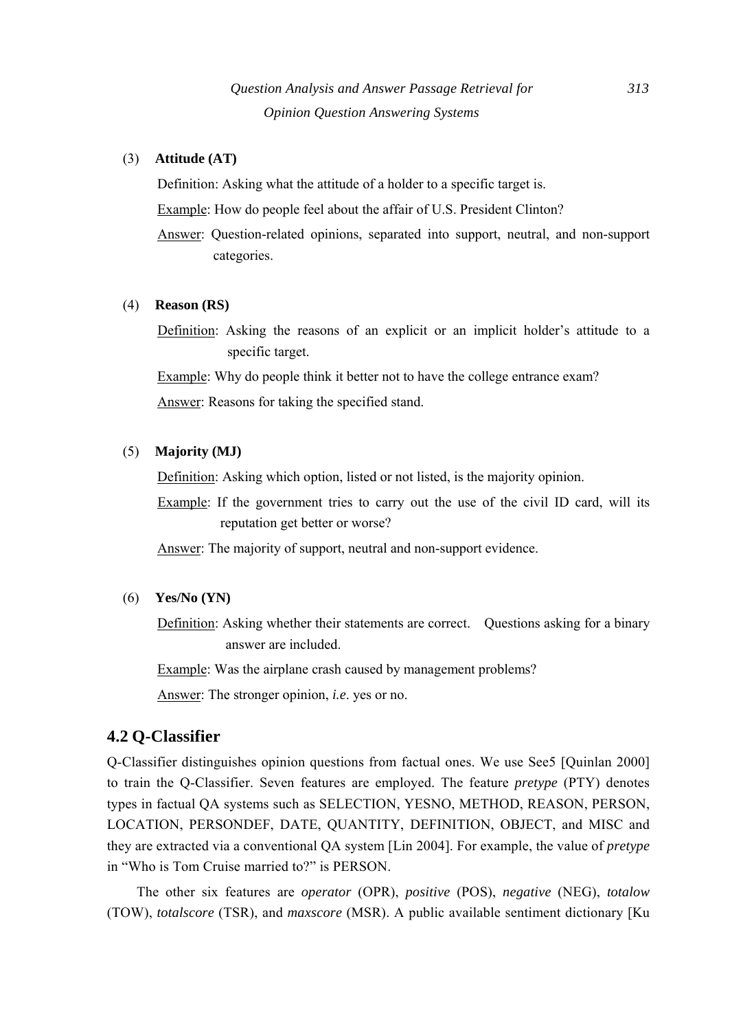(3) **Attitude (AT)**

Definition: Asking what the attitude of a holder to a specific target is.

Example: How do people feel about the affair of U.S. President Clinton?

Answer: Question-related opinions, separated into support, neutral, and non-support categories.

(4) **Reason (RS)**

Definition: Asking the reasons of an explicit or an implicit holder's attitude to a specific target.

Example: Why do people think it better not to have the college entrance exam?

Answer: Reasons for taking the specified stand.

(5) **Majority (MJ)**

Definition: Asking which option, listed or not listed, is the majority opinion.

Example: If the government tries to carry out the use of the civil ID card, will its reputation get better or worse?

Answer: The majority of support, neutral and non-support evidence.

(6) **Yes/No (YN)**

Definition: Asking whether their statements are correct. Questions asking for a binary answer are included.

Example: Was the airplane crash caused by management problems?

Answer: The stronger opinion, *i.e*. yes or no.

## 4.2 Q-Classifier

Q-Classifier distinguishes opinion questions from factual ones. We use See5 [Quinlan 2000] to train the Q-Classifier. Seven features are employed. The feature *pretype* (PTY) denotes types in factual QA systems such as SELECTION, YESNO, METHOD, REASON, PERSON, LOCATION, PERSONDEF, DATE, QUANTITY, DEFINITION, OBJECT, and MISC and they are extracted via a conventional QA system [Lin 2004]. For example, the value of *pretype* in "Who is Tom Cruise married to?" is PERSON.

The other six features are *operator* (OPR), *positive* (POS), *negative* (NEG), *totalow* (TOW), *totalscore* (TSR), and *maxscore* (MSR). A public available sentiment dictionary [Ku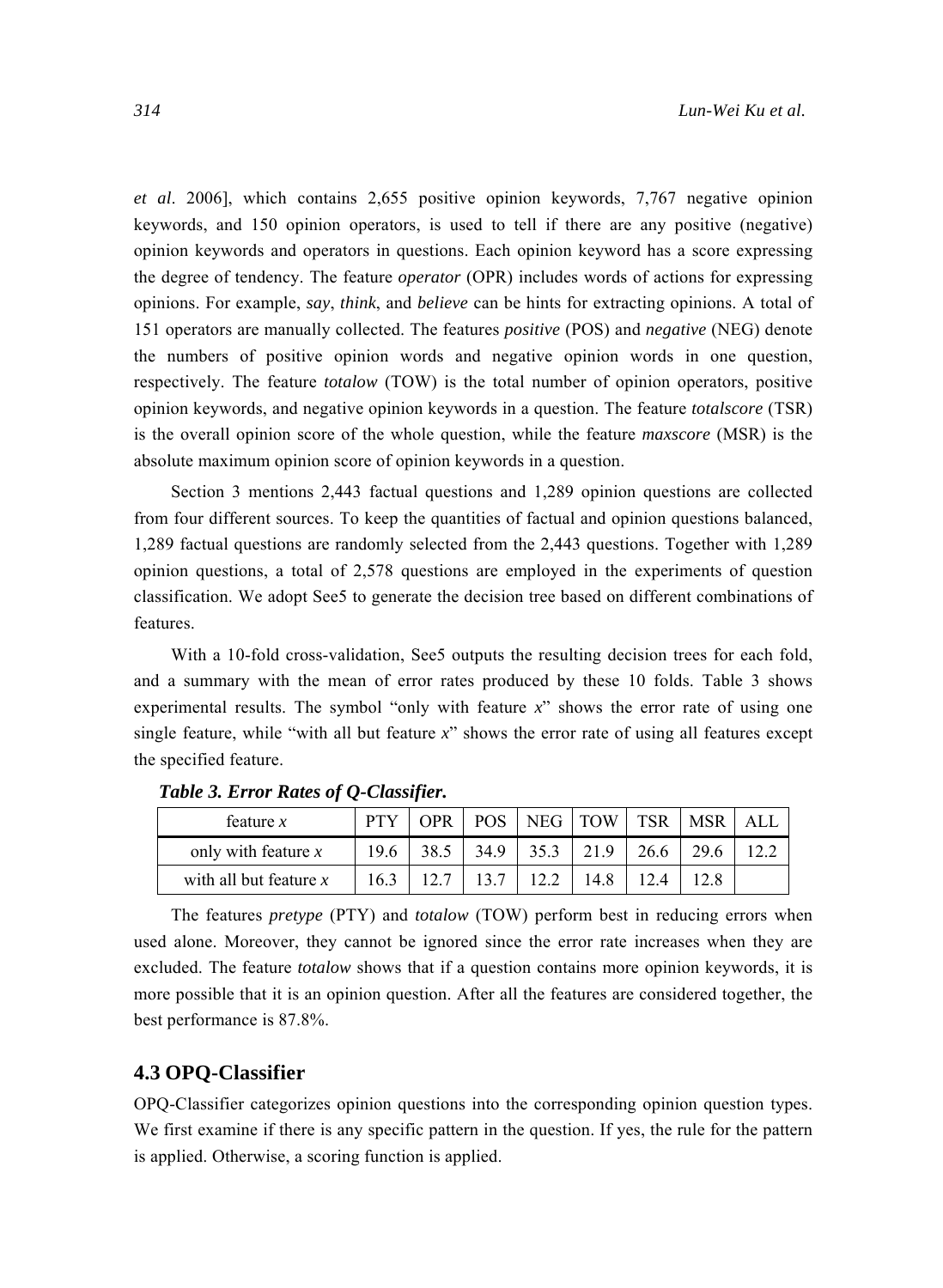*et al*. 2006], which contains 2,655 positive opinion keywords, 7,767 negative opinion keywords, and 150 opinion operators, is used to tell if there are any positive (negative) opinion keywords and operators in questions. Each opinion keyword has a score expressing the degree of tendency. The feature *operator* (OPR) includes words of actions for expressing opinions. For example, *say*, *think*, and *believe* can be hints for extracting opinions. A total of 151 operators are manually collected. The features *positive* (POS) and *negative* (NEG) denote the numbers of positive opinion words and negative opinion words in one question, respectively. The feature *totalow* (TOW) is the total number of opinion operators, positive opinion keywords, and negative opinion keywords in a question. The feature *totalscore* (TSR) is the overall opinion score of the whole question, while the feature *maxscore* (MSR) is the absolute maximum opinion score of opinion keywords in a question.

Section 3 mentions 2,443 factual questions and 1,289 opinion questions are collected from four different sources. To keep the quantities of factual and opinion questions balanced, 1,289 factual questions are randomly selected from the 2,443 questions. Together with 1,289 opinion questions, a total of 2,578 questions are employed in the experiments of question classification. We adopt See5 to generate the decision tree based on different combinations of features.

With a 10-fold cross-validation, See5 outputs the resulting decision trees for each fold, and a summary with the mean of error rates produced by these 10 folds. Table 3 shows experimental results. The symbol "only with feature *x*" shows the error rate of using one single feature, while "with all but feature *x*" shows the error rate of using all features except the specified feature.

***Table 3. Error Rates of Q-Classifier.***

| feature *x* | PTY | OPR | POS | NEG | TOW | TSR | MSR | ALL |
|---|---|---|---|---|---|---|---|---|
| only with feature *x* | 19.6 | 38.5 | 34.9 | 35.3 | 21.9 | 26.6 | 29.6 | 12.2 |
| with all but feature *x* | 16.3 | 12.7 | 13.7 | 12.2 | 14.8 | 12.4 | 12.8 | |

The features *pretype* (PTY) and *totalow* (TOW) perform best in reducing errors when used alone. Moreover, they cannot be ignored since the error rate increases when they are excluded. The feature *totalow* shows that if a question contains more opinion keywords, it is more possible that it is an opinion question. After all the features are considered together, the best performance is 87.8%.

## 4.3 OPQ-Classifier

OPQ-Classifier categorizes opinion questions into the corresponding opinion question types. We first examine if there is any specific pattern in the question. If yes, the rule for the pattern is applied. Otherwise, a scoring function is applied.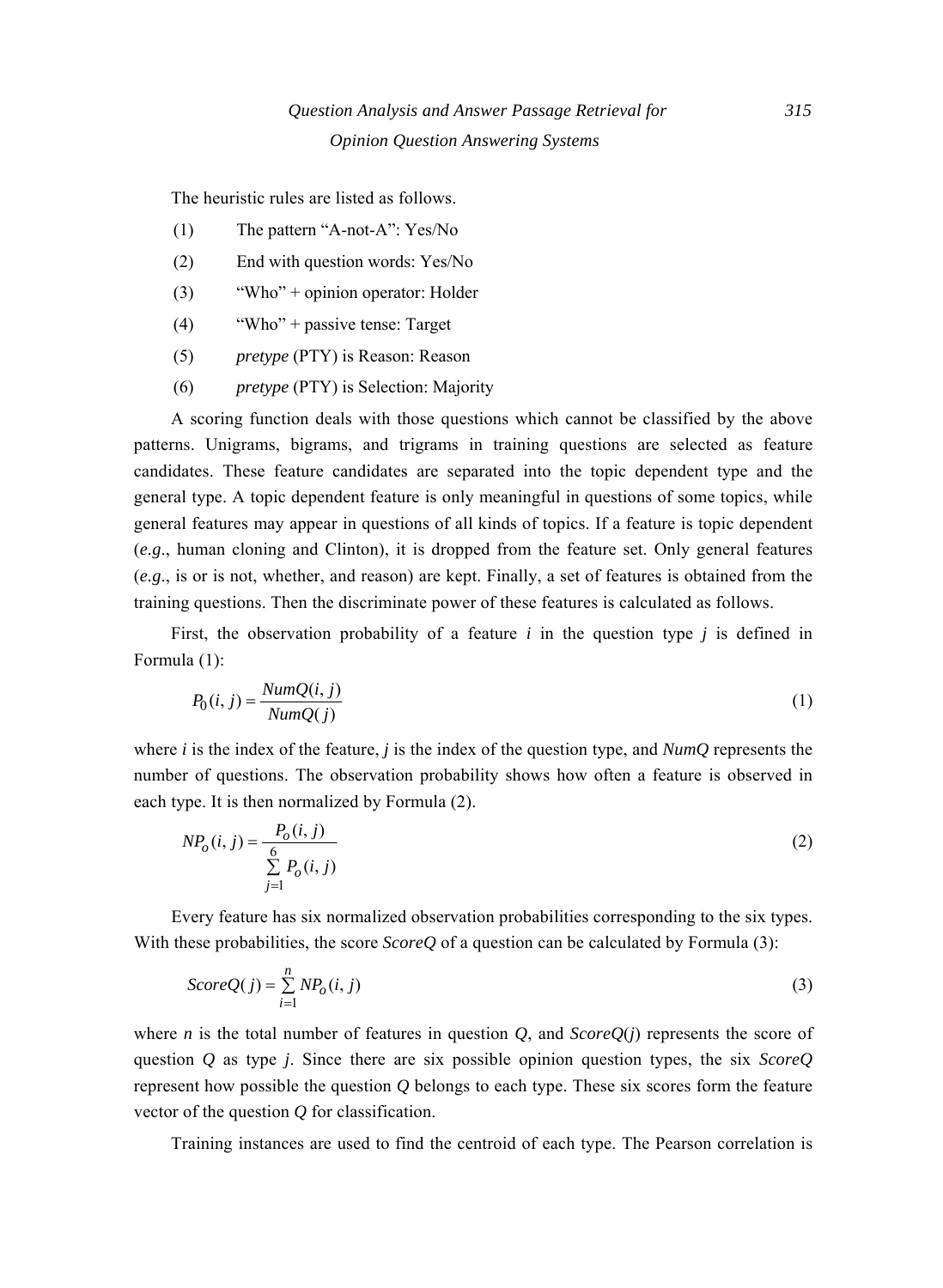The heuristic rules are listed as follows.

(1) The pattern "A-not-A": Yes/No

(2) End with question words: Yes/No

(3) "Who" + opinion operator: Holder

(4) "Who" + passive tense: Target

(5) *pretype* (PTY) is Reason: Reason

(6) *pretype* (PTY) is Selection: Majority

A scoring function deals with those questions which cannot be classified by the above patterns. Unigrams, bigrams, and trigrams in training questions are selected as feature candidates. These feature candidates are separated into the topic dependent type and the general type. A topic dependent feature is only meaningful in questions of some topics, while general features may appear in questions of all kinds of topics. If a feature is topic dependent (*e.g*., human cloning and Clinton), it is dropped from the feature set. Only general features (*e.g*., is or is not, whether, and reason) are kept. Finally, a set of features is obtained from the training questions. Then the discriminate power of these features is calculated as follows.

First, the observation probability of a feature $i$ in the question type $j$ is defined in Formula (1):

$$P_0(i, j) = \frac{NumQ(i, j)}{NumQ(j)} \tag{1}$$

where $i$ is the index of the feature, $j$ is the index of the question type, and *NumQ* represents the number of questions. The observation probability shows how often a feature is observed in each type. It is then normalized by Formula (2).

$$NP_o(i, j) = \frac{P_o(i, j)}{\sum_{j=1}^{6} P_o(i, j)} \tag{2}$$

Every feature has six normalized observation probabilities corresponding to the six types. With these probabilities, the score *ScoreQ* of a question can be calculated by Formula (3):

$$ScoreQ(j) = \sum_{i=1}^{n} NP_o(i, j) \tag{3}$$

where $n$ is the total number of features in question $Q$, and $ScoreQ(j)$ represents the score of question $Q$ as type $j$. Since there are six possible opinion question types, the six *ScoreQ* represent how possible the question $Q$ belongs to each type. These six scores form the feature vector of the question $Q$ for classification.

Training instances are used to find the centroid of each type. The Pearson correlation is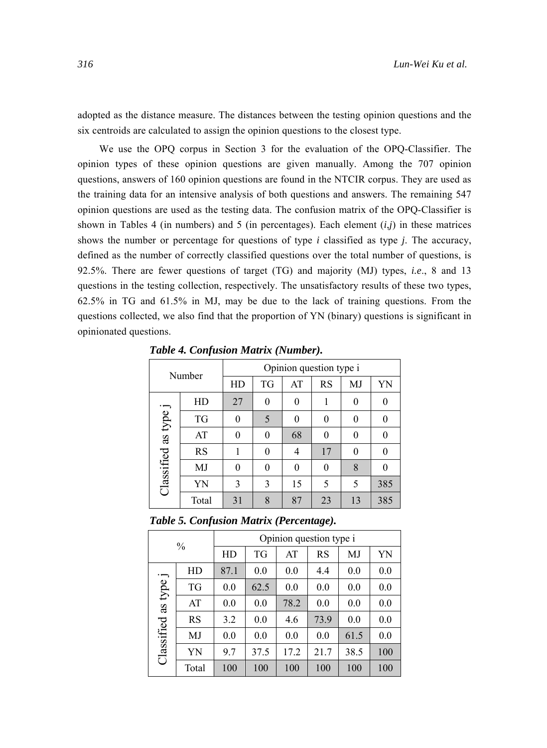adopted as the distance measure. The distances between the testing opinion questions and the six centroids are calculated to assign the opinion questions to the closest type.

We use the OPQ corpus in Section 3 for the evaluation of the OPQ-Classifier. The opinion types of these opinion questions are given manually. Among the 707 opinion questions, answers of 160 opinion questions are found in the NTCIR corpus. They are used as the training data for an intensive analysis of both questions and answers. The remaining 547 opinion questions are used as the testing data. The confusion matrix of the OPQ-Classifier is shown in Tables 4 (in numbers) and 5 (in percentages). Each element ($i$,$j$) in these matrices shows the number or percentage for questions of type $i$ classified as type $j$. The accuracy, defined as the number of correctly classified questions over the total number of questions, is 92.5%. There are fewer questions of target (TG) and majority (MJ) types, *i.e*., 8 and 13 questions in the testing collection, respectively. The unsatisfactory results of these two types, 62.5% in TG and 61.5% in MJ, may be due to the lack of training questions. From the questions collected, we also find that the proportion of YN (binary) questions is significant in opinionated questions.

***Table 4. Confusion Matrix (Number).***

| Number | | Opinion question type i | | | | | |
|---|---|---|---|---|---|---|---|
| | | HD | TG | AT | RS | MJ | YN |
| Classified as type j | HD | 27 | 0 | 0 | 1 | 0 | 0 |
| | TG | 0 | 5 | 0 | 0 | 0 | 0 |
| | AT | 0 | 0 | 68 | 0 | 0 | 0 |
| | RS | 1 | 0 | 4 | 17 | 0 | 0 |
| | MJ | 0 | 0 | 0 | 0 | 8 | 0 |
| | YN | 3 | 3 | 15 | 5 | 5 | 385 |
| | Total | 31 | 8 | 87 | 23 | 13 | 385 |

***Table 5. Confusion Matrix (Percentage).***

| % | | Opinion question type i | | | | | |
|---|---|---|---|---|---|---|---|
| | | HD | TG | AT | RS | MJ | YN |
| Classified as type j | HD | 87.1 | 0.0 | 0.0 | 4.4 | 0.0 | 0.0 |
| | TG | 0.0 | 62.5 | 0.0 | 0.0 | 0.0 | 0.0 |
| | AT | 0.0 | 0.0 | 78.2 | 0.0 | 0.0 | 0.0 |
| | RS | 3.2 | 0.0 | 4.6 | 73.9 | 0.0 | 0.0 |
| | MJ | 0.0 | 0.0 | 0.0 | 0.0 | 61.5 | 0.0 |
| | YN | 9.7 | 37.5 | 17.2 | 21.7 | 38.5 | 100 |
| | Total | 100 | 100 | 100 | 100 | 100 | 100 |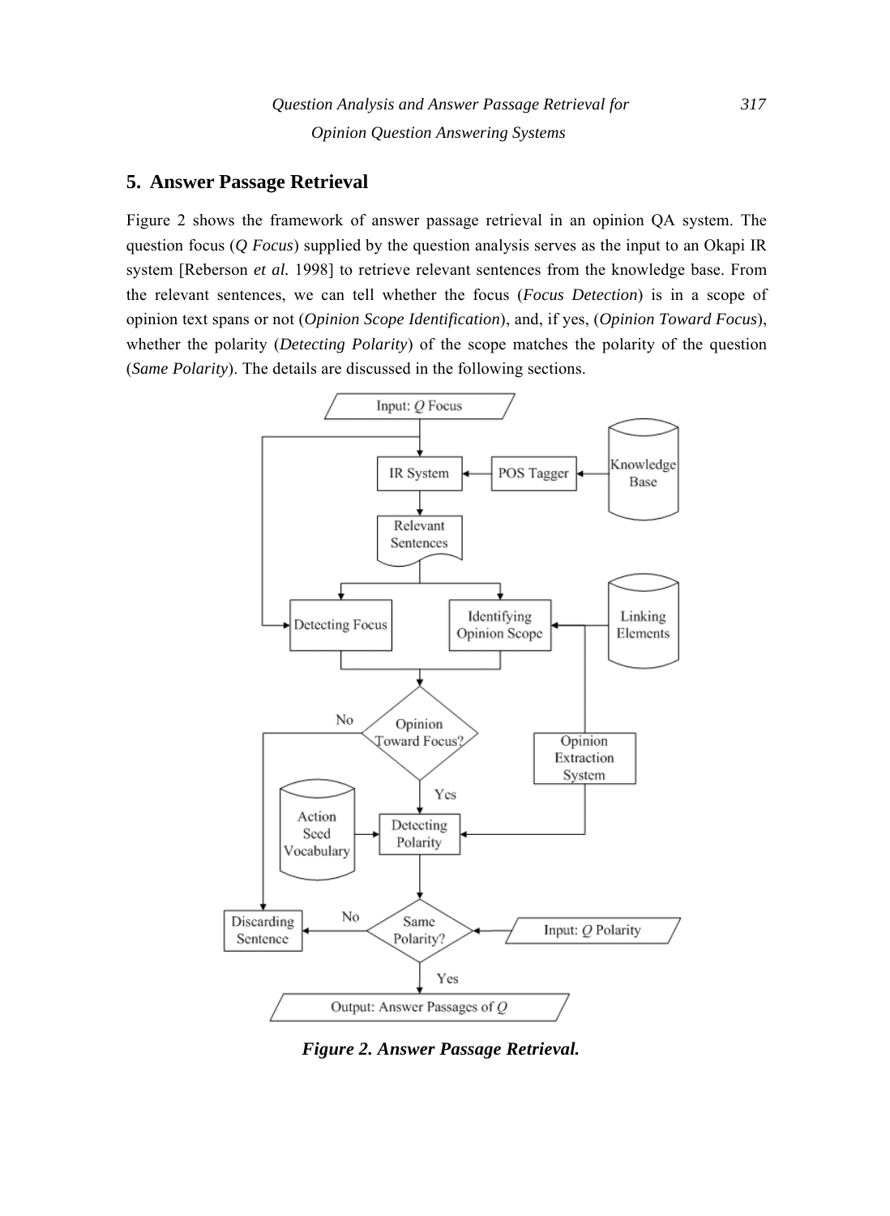## 5. Answer Passage Retrieval

Figure 2 shows the framework of answer passage retrieval in an opinion QA system. The question focus (*Q Focus*) supplied by the question analysis serves as the input to an Okapi IR system [Reberson *et al.* 1998] to retrieve relevant sentences from the knowledge base. From the relevant sentences, we can tell whether the focus (*Focus Detection*) is in a scope of opinion text spans or not (*Opinion Scope Identification*), and, if yes, (*Opinion Toward Focus*), whether the polarity (*Detecting Polarity*) of the scope matches the polarity of the question (*Same Polarity*). The details are discussed in the following sections.

***Figure 2. Answer Passage Retrieval.***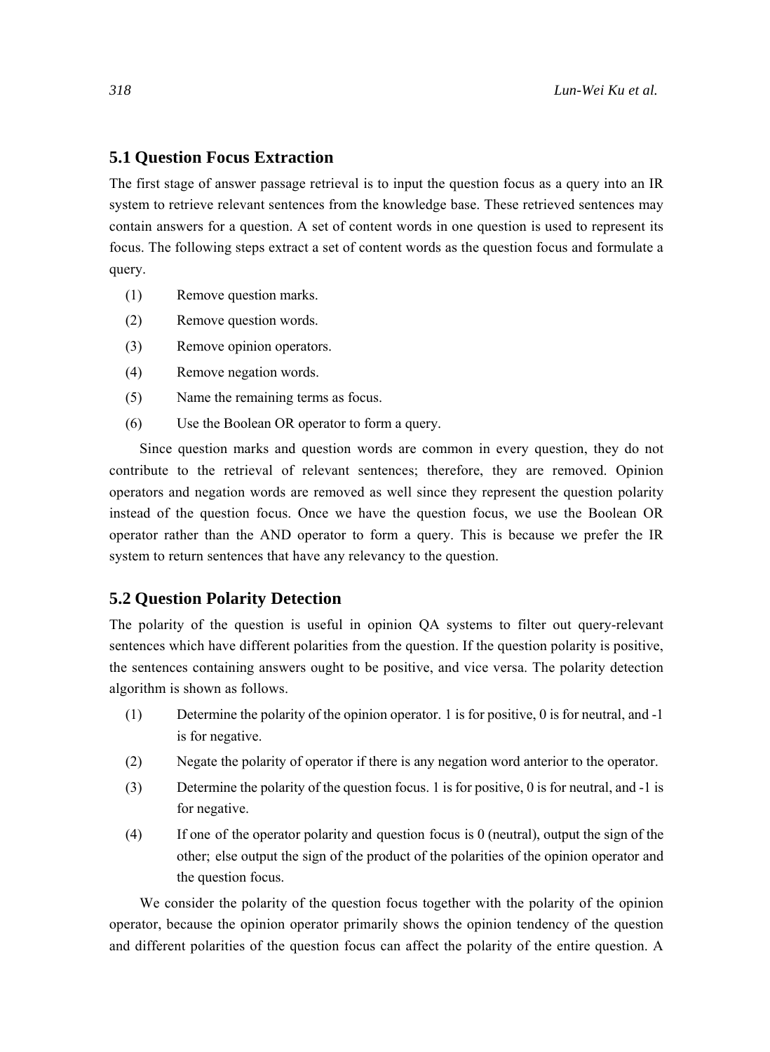## 5.1 Question Focus Extraction

The first stage of answer passage retrieval is to input the question focus as a query into an IR system to retrieve relevant sentences from the knowledge base. These retrieved sentences may contain answers for a question. A set of content words in one question is used to represent its focus. The following steps extract a set of content words as the question focus and formulate a query.

(1) Remove question marks.

(2) Remove question words.

(3) Remove opinion operators.

(4) Remove negation words.

(5) Name the remaining terms as focus.

(6) Use the Boolean OR operator to form a query.

Since question marks and question words are common in every question, they do not contribute to the retrieval of relevant sentences; therefore, they are removed. Opinion operators and negation words are removed as well since they represent the question polarity instead of the question focus. Once we have the question focus, we use the Boolean OR operator rather than the AND operator to form a query. This is because we prefer the IR system to return sentences that have any relevancy to the question.

## 5.2 Question Polarity Detection

The polarity of the question is useful in opinion QA systems to filter out query-relevant sentences which have different polarities from the question. If the question polarity is positive, the sentences containing answers ought to be positive, and vice versa. The polarity detection algorithm is shown as follows.

(1) Determine the polarity of the opinion operator. 1 is for positive, 0 is for neutral, and -1 is for negative.

(2) Negate the polarity of operator if there is any negation word anterior to the operator.

(3) Determine the polarity of the question focus. 1 is for positive, 0 is for neutral, and -1 is for negative.

(4) If one of the operator polarity and question focus is 0 (neutral), output the sign of the other; else output the sign of the product of the polarities of the opinion operator and the question focus.

We consider the polarity of the question focus together with the polarity of the opinion operator, because the opinion operator primarily shows the opinion tendency of the question and different polarities of the question focus can affect the polarity of the entire question. A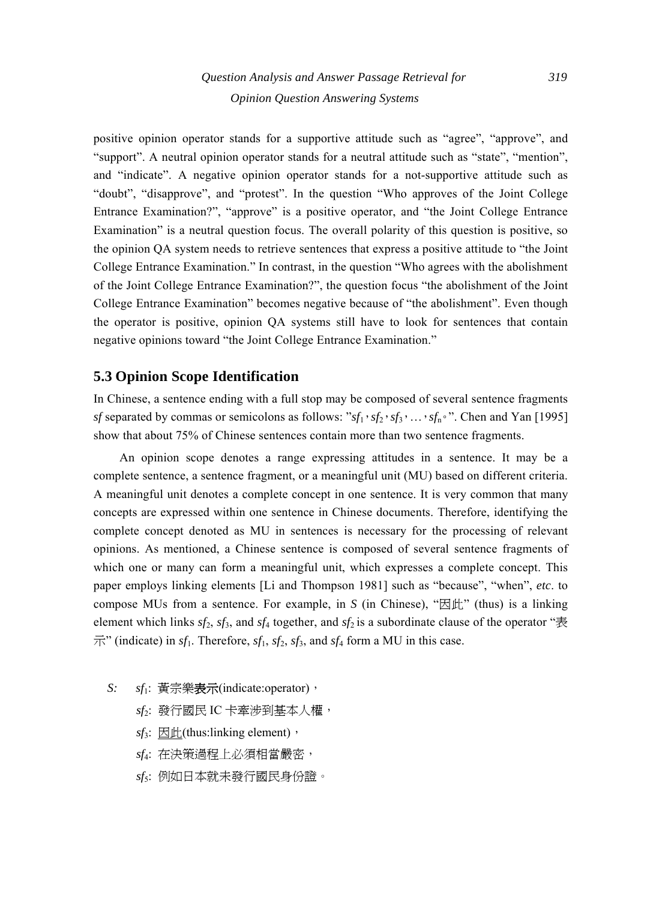positive opinion operator stands for a supportive attitude such as “agree”, “approve”, and “support”. A neutral opinion operator stands for a neutral attitude such as “state”, “mention”, and “indicate”. A negative opinion operator stands for a not-supportive attitude such as “doubt”, “disapprove”, and “protest”. In the question “Who approves of the Joint College Entrance Examination?”, “approve” is a positive operator, and “the Joint College Entrance Examination” is a neutral question focus. The overall polarity of this question is positive, so the opinion QA system needs to retrieve sentences that express a positive attitude to “the Joint College Entrance Examination.” In contrast, in the question “Who agrees with the abolishment of the Joint College Entrance Examination?”, the question focus “the abolishment of the Joint College Entrance Examination” becomes negative because of “the abolishment”. Even though the operator is positive, opinion QA systems still have to look for sentences that contain negative opinions toward “the Joint College Entrance Examination.”

## 5.3 Opinion Scope Identification

In Chinese, a sentence ending with a full stop may be composed of several sentence fragments *sf* separated by commas or semicolons as follows: "$sf_1$，$sf_2$，$sf_3$，…，$sf_n$。". Chen and Yan [1995] show that about 75% of Chinese sentences contain more than two sentence fragments.

An opinion scope denotes a range expressing attitudes in a sentence. It may be a complete sentence, a sentence fragment, or a meaningful unit (MU) based on different criteria. A meaningful unit denotes a complete concept in one sentence. It is very common that many concepts are expressed within one sentence in Chinese documents. Therefore, identifying the complete concept denoted as MU in sentences is necessary for the processing of relevant opinions. As mentioned, a Chinese sentence is composed of several sentence fragments of which one or many can form a meaningful unit, which expresses a complete concept. This paper employs linking elements [Li and Thompson 1981] such as “because”, “when”, *etc*. to compose MUs from a sentence. For example, in *S* (in Chinese), “因此” (thus) is a linking element which links $sf_2$, $sf_3$, and $sf_4$ together, and $sf_2$ is a subordinate clause of the operator “表示” (indicate) in $sf_1$. Therefore, $sf_1$, $sf_2$, $sf_3$, and $sf_4$ form a MU in this case.

*S:* $sf_1$: 黃宗樂**表示**(indicate:operator)，
$sf_2$: 發行國民 IC 卡牽涉到基本人權，
$sf_3$: <u>因此</u>(thus:linking element)，
$sf_4$: 在決策過程上必須相當嚴密，
$sf_5$: 例如日本就未發行國民身份證。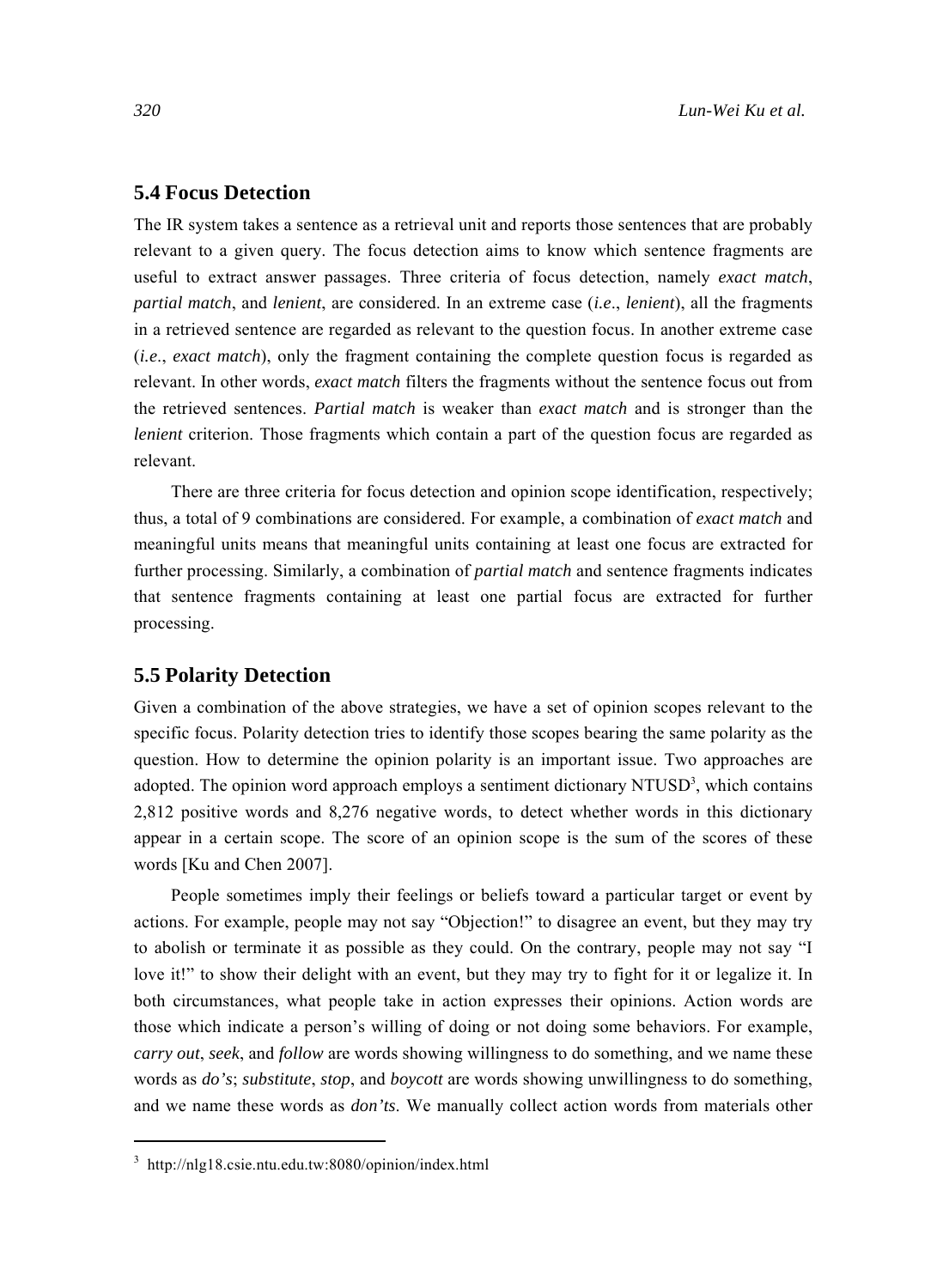## 5.4 Focus Detection

The IR system takes a sentence as a retrieval unit and reports those sentences that are probably relevant to a given query. The focus detection aims to know which sentence fragments are useful to extract answer passages. Three criteria of focus detection, namely *exact match*, *partial match*, and *lenient*, are considered. In an extreme case (*i.e*., *lenient*), all the fragments in a retrieved sentence are regarded as relevant to the question focus. In another extreme case (*i.e*., *exact match*), only the fragment containing the complete question focus is regarded as relevant. In other words, *exact match* filters the fragments without the sentence focus out from the retrieved sentences. *Partial match* is weaker than *exact match* and is stronger than the *lenient* criterion. Those fragments which contain a part of the question focus are regarded as relevant.

There are three criteria for focus detection and opinion scope identification, respectively; thus, a total of 9 combinations are considered. For example, a combination of *exact match* and meaningful units means that meaningful units containing at least one focus are extracted for further processing. Similarly, a combination of *partial match* and sentence fragments indicates that sentence fragments containing at least one partial focus are extracted for further processing.

## 5.5 Polarity Detection

Given a combination of the above strategies, we have a set of opinion scopes relevant to the specific focus. Polarity detection tries to identify those scopes bearing the same polarity as the question. How to determine the opinion polarity is an important issue. Two approaches are adopted. The opinion word approach employs a sentiment dictionary NTUSD[3], which contains 2,812 positive words and 8,276 negative words, to detect whether words in this dictionary appear in a certain scope. The score of an opinion scope is the sum of the scores of these words [Ku and Chen 2007].

People sometimes imply their feelings or beliefs toward a particular target or event by actions. For example, people may not say "Objection!" to disagree an event, but they may try to abolish or terminate it as possible as they could. On the contrary, people may not say "I love it!" to show their delight with an event, but they may try to fight for it or legalize it. In both circumstances, what people take in action expresses their opinions. Action words are those which indicate a person's willing of doing or not doing some behaviors. For example, *carry out*, *seek*, and *follow* are words showing willingness to do something, and we name these words as *do's*; *substitute*, *stop*, and *boycott* are words showing unwillingness to do something, and we name these words as *don'ts*. We manually collect action words from materials other

[3] http://nlg18.csie.ntu.edu.tw:8080/opinion/index.html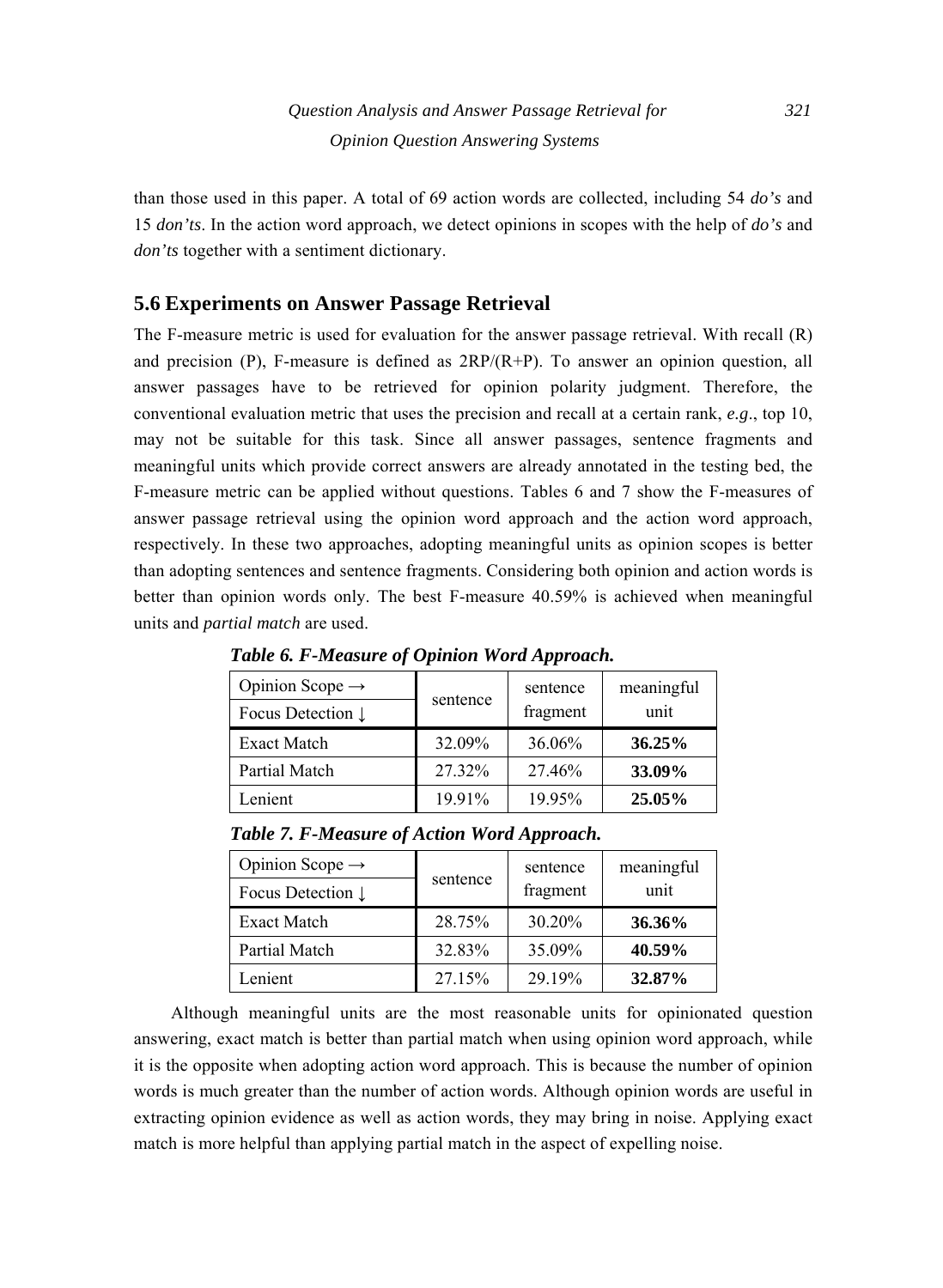than those used in this paper. A total of 69 action words are collected, including 54 *do's* and 15 *don'ts*. In the action word approach, we detect opinions in scopes with the help of *do's* and *don'ts* together with a sentiment dictionary.

## 5.6 Experiments on Answer Passage Retrieval

The F-measure metric is used for evaluation for the answer passage retrieval. With recall (R) and precision (P), F-measure is defined as 2RP/(R+P). To answer an opinion question, all answer passages have to be retrieved for opinion polarity judgment. Therefore, the conventional evaluation metric that uses the precision and recall at a certain rank, *e.g*., top 10, may not be suitable for this task. Since all answer passages, sentence fragments and meaningful units which provide correct answers are already annotated in the testing bed, the F-measure metric can be applied without questions. Tables 6 and 7 show the F-measures of answer passage retrieval using the opinion word approach and the action word approach, respectively. In these two approaches, adopting meaningful units as opinion scopes is better than adopting sentences and sentence fragments. Considering both opinion and action words is better than opinion words only. The best F-measure 40.59% is achieved when meaningful units and *partial match* are used.

***Table 6. F-Measure of Opinion Word Approach.***

| Opinion Scope → / Focus Detection ↓ | sentence | sentence fragment | meaningful unit |
|---|---|---|---|
| Exact Match | 32.09% | 36.06% | **36.25%** |
| Partial Match | 27.32% | 27.46% | **33.09%** |
| Lenient | 19.91% | 19.95% | **25.05%** |

***Table 7. F-Measure of Action Word Approach.***

| Opinion Scope → / Focus Detection ↓ | sentence | sentence fragment | meaningful unit |
|---|---|---|---|
| Exact Match | 28.75% | 30.20% | **36.36%** |
| Partial Match | 32.83% | 35.09% | **40.59%** |
| Lenient | 27.15% | 29.19% | **32.87%** |

Although meaningful units are the most reasonable units for opinionated question answering, exact match is better than partial match when using opinion word approach, while it is the opposite when adopting action word approach. This is because the number of opinion words is much greater than the number of action words. Although opinion words are useful in extracting opinion evidence as well as action words, they may bring in noise. Applying exact match is more helpful than applying partial match in the aspect of expelling noise.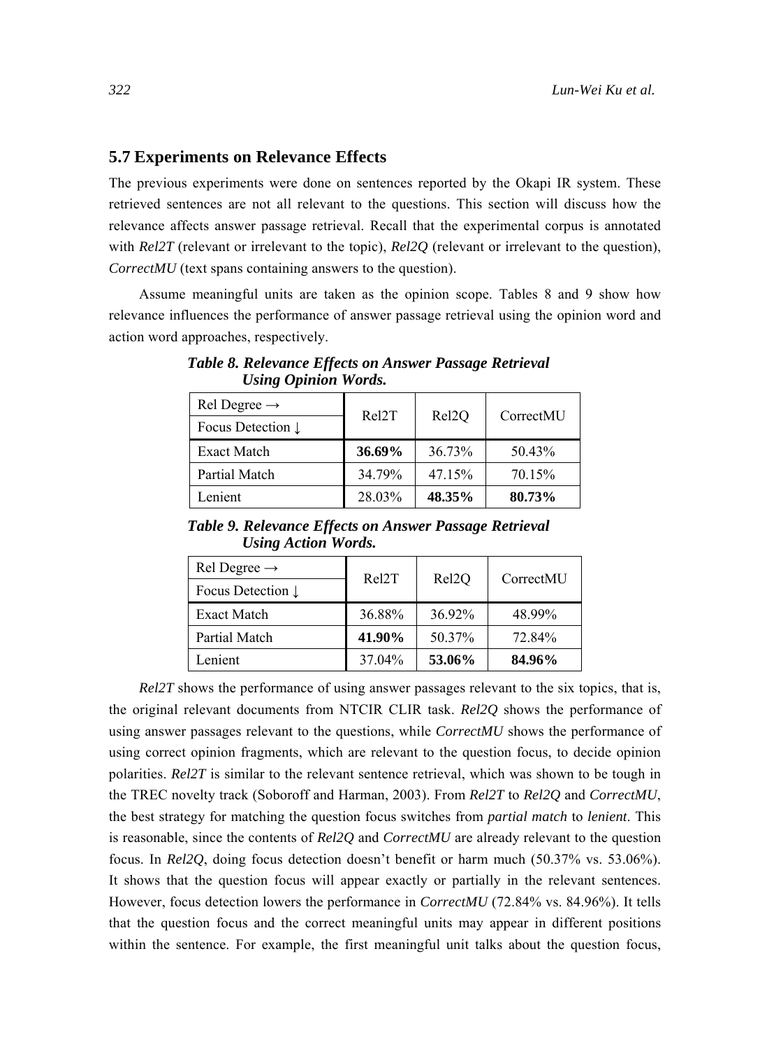### 5.7 Experiments on Relevance Effects

The previous experiments were done on sentences reported by the Okapi IR system. These retrieved sentences are not all relevant to the questions. This section will discuss how the relevance affects answer passage retrieval. Recall that the experimental corpus is annotated with *Rel2T* (relevant or irrelevant to the topic), *Rel2Q* (relevant or irrelevant to the question), *CorrectMU* (text spans containing answers to the question).

Assume meaningful units are taken as the opinion scope. Tables 8 and 9 show how relevance influences the performance of answer passage retrieval using the opinion word and action word approaches, respectively.

***Table 8. Relevance Effects on Answer Passage Retrieval Using Opinion Words.***

| Rel Degree → / Focus Detection ↓ | Rel2T | Rel2Q | CorrectMU |
|---|---|---|---|
| Exact Match | **36.69%** | 36.73% | 50.43% |
| Partial Match | 34.79% | 47.15% | 70.15% |
| Lenient | 28.03% | **48.35%** | **80.73%** |

***Table 9. Relevance Effects on Answer Passage Retrieval Using Action Words.***

| Rel Degree → / Focus Detection ↓ | Rel2T | Rel2Q | CorrectMU |
|---|---|---|---|
| Exact Match | 36.88% | 36.92% | 48.99% |
| Partial Match | **41.90%** | 50.37% | 72.84% |
| Lenient | 37.04% | **53.06%** | **84.96%** |

*Rel2T* shows the performance of using answer passages relevant to the six topics, that is, the original relevant documents from NTCIR CLIR task. *Rel2Q* shows the performance of using answer passages relevant to the questions, while *CorrectMU* shows the performance of using correct opinion fragments, which are relevant to the question focus, to decide opinion polarities. *Rel2T* is similar to the relevant sentence retrieval, which was shown to be tough in the TREC novelty track (Soboroff and Harman, 2003). From *Rel2T* to *Rel2Q* and *CorrectMU*, the best strategy for matching the question focus switches from *partial match* to *lenient*. This is reasonable, since the contents of *Rel2Q* and *CorrectMU* are already relevant to the question focus. In *Rel2Q*, doing focus detection doesn't benefit or harm much (50.37% vs. 53.06%). It shows that the question focus will appear exactly or partially in the relevant sentences. However, focus detection lowers the performance in *CorrectMU* (72.84% vs. 84.96%). It tells that the question focus and the correct meaningful units may appear in different positions within the sentence. For example, the first meaningful unit talks about the question focus,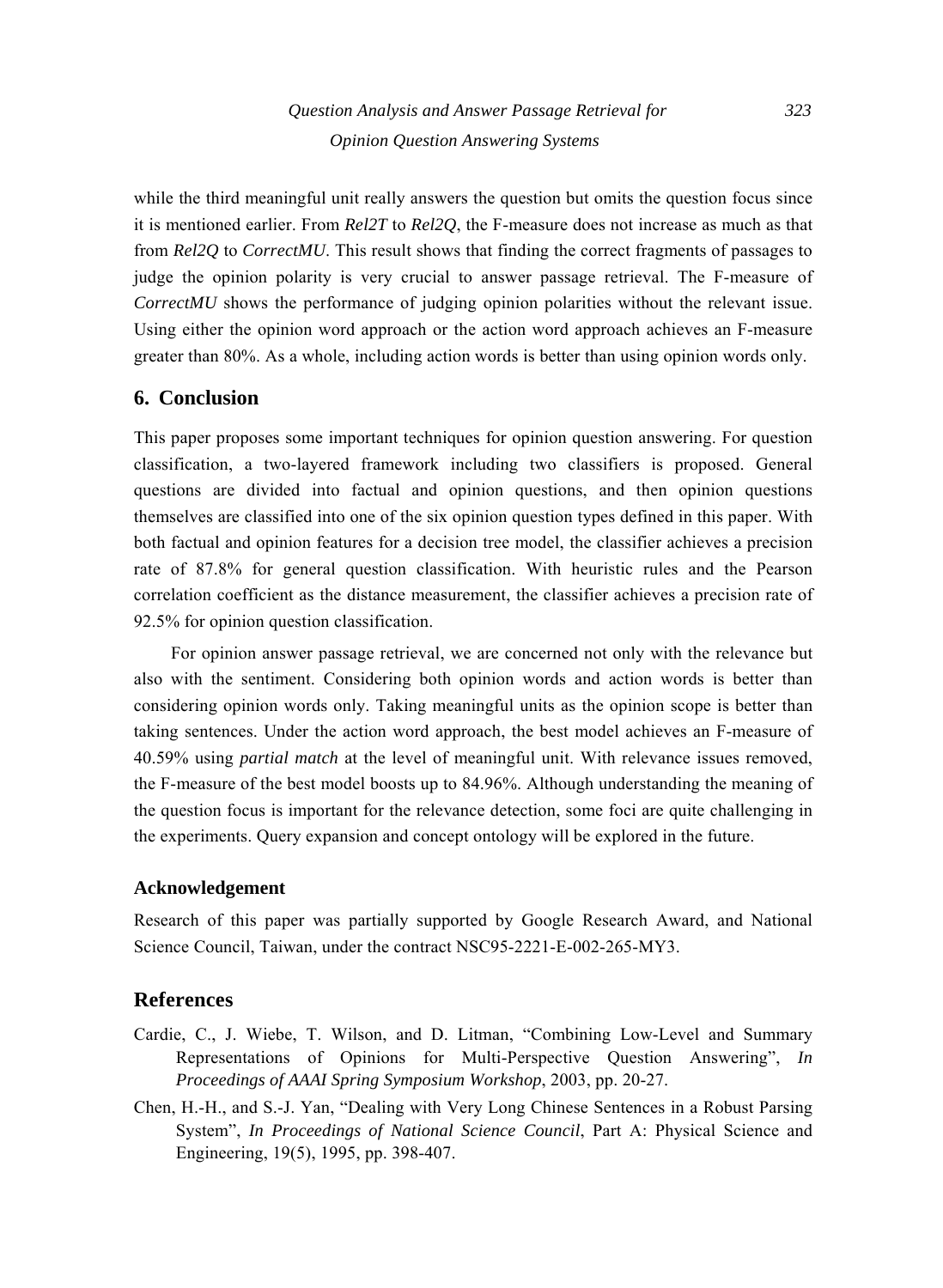while the third meaningful unit really answers the question but omits the question focus since it is mentioned earlier. From *Rel2T* to *Rel2Q*, the F-measure does not increase as much as that from *Rel2Q* to *CorrectMU*. This result shows that finding the correct fragments of passages to judge the opinion polarity is very crucial to answer passage retrieval. The F-measure of *CorrectMU* shows the performance of judging opinion polarities without the relevant issue. Using either the opinion word approach or the action word approach achieves an F-measure greater than 80%. As a whole, including action words is better than using opinion words only.

## 6. Conclusion

This paper proposes some important techniques for opinion question answering. For question classification, a two-layered framework including two classifiers is proposed. General questions are divided into factual and opinion questions, and then opinion questions themselves are classified into one of the six opinion question types defined in this paper. With both factual and opinion features for a decision tree model, the classifier achieves a precision rate of 87.8% for general question classification. With heuristic rules and the Pearson correlation coefficient as the distance measurement, the classifier achieves a precision rate of 92.5% for opinion question classification.

For opinion answer passage retrieval, we are concerned not only with the relevance but also with the sentiment. Considering both opinion words and action words is better than considering opinion words only. Taking meaningful units as the opinion scope is better than taking sentences. Under the action word approach, the best model achieves an F-measure of 40.59% using *partial match* at the level of meaningful unit. With relevance issues removed, the F-measure of the best model boosts up to 84.96%. Although understanding the meaning of the question focus is important for the relevance detection, some foci are quite challenging in the experiments. Query expansion and concept ontology will be explored in the future.

### Acknowledgement

Research of this paper was partially supported by Google Research Award, and National Science Council, Taiwan, under the contract NSC95-2221-E-002-265-MY3.

## References

Cardie, C., J. Wiebe, T. Wilson, and D. Litman, "Combining Low-Level and Summary Representations of Opinions for Multi-Perspective Question Answering", *In Proceedings of AAAI Spring Symposium Workshop*, 2003, pp. 20-27.

Chen, H.-H., and S.-J. Yan, "Dealing with Very Long Chinese Sentences in a Robust Parsing System", *In Proceedings of National Science Council*, Part A: Physical Science and Engineering, 19(5), 1995, pp. 398-407.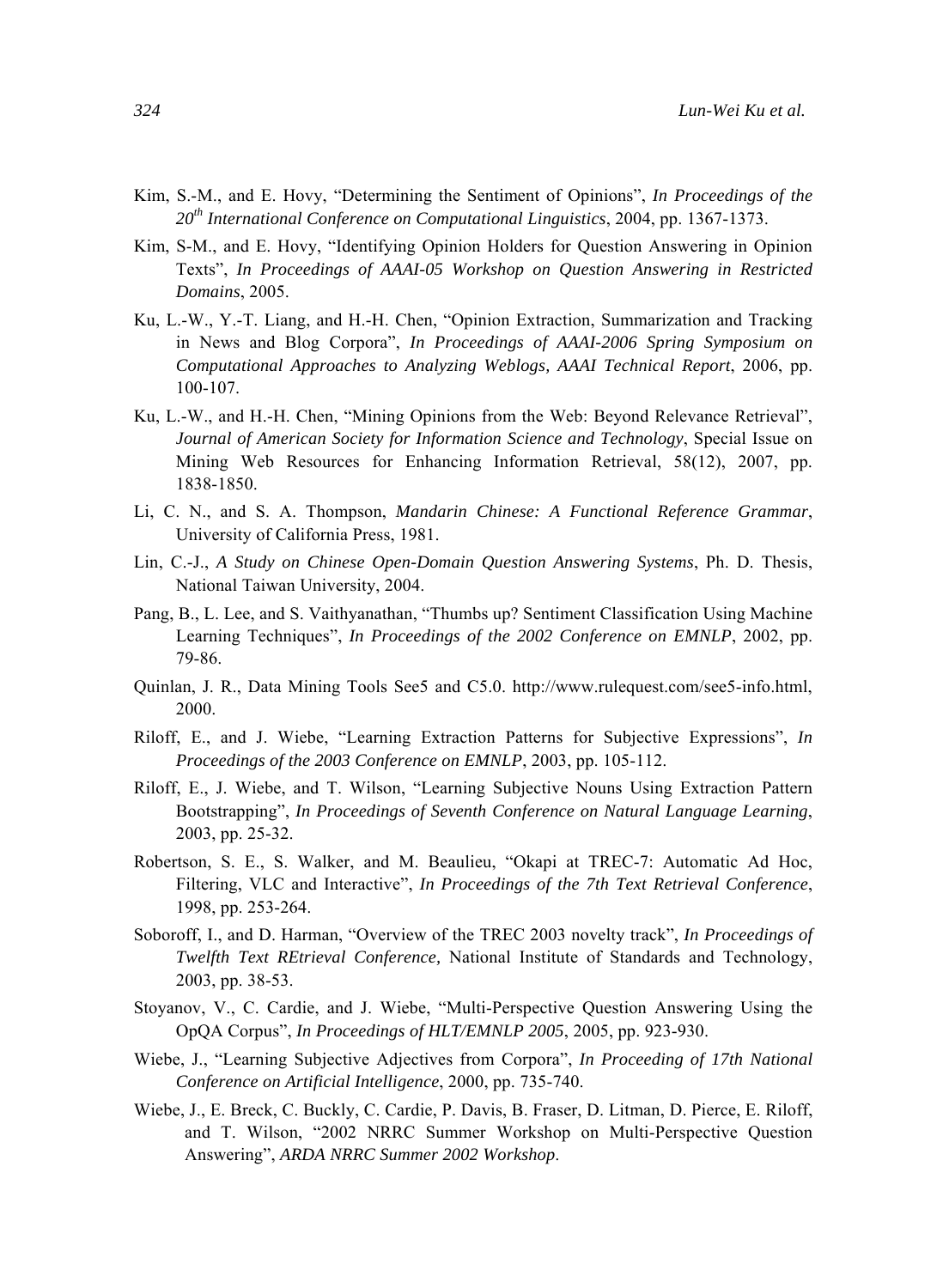Kim, S.-M., and E. Hovy, "Determining the Sentiment of Opinions", *In Proceedings of the 20th International Conference on Computational Linguistics*, 2004, pp. 1367-1373.

Kim, S-M., and E. Hovy, "Identifying Opinion Holders for Question Answering in Opinion Texts", *In Proceedings of AAAI-05 Workshop on Question Answering in Restricted Domains*, 2005.

Ku, L.-W., Y.-T. Liang, and H.-H. Chen, "Opinion Extraction, Summarization and Tracking in News and Blog Corpora", *In Proceedings of AAAI-2006 Spring Symposium on Computational Approaches to Analyzing Weblogs, AAAI Technical Report*, 2006, pp. 100-107.

Ku, L.-W., and H.-H. Chen, "Mining Opinions from the Web: Beyond Relevance Retrieval", *Journal of American Society for Information Science and Technology*, Special Issue on Mining Web Resources for Enhancing Information Retrieval, 58(12), 2007, pp. 1838-1850.

Li, C. N., and S. A. Thompson, *Mandarin Chinese: A Functional Reference Grammar*, University of California Press, 1981.

Lin, C.-J., *A Study on Chinese Open-Domain Question Answering Systems*, Ph. D. Thesis, National Taiwan University, 2004.

Pang, B., L. Lee, and S. Vaithyanathan, "Thumbs up? Sentiment Classification Using Machine Learning Techniques", *In Proceedings of the 2002 Conference on EMNLP*, 2002, pp. 79-86.

Quinlan, J. R., Data Mining Tools See5 and C5.0. http://www.rulequest.com/see5-info.html, 2000.

Riloff, E., and J. Wiebe, "Learning Extraction Patterns for Subjective Expressions", *In Proceedings of the 2003 Conference on EMNLP*, 2003, pp. 105-112.

Riloff, E., J. Wiebe, and T. Wilson, "Learning Subjective Nouns Using Extraction Pattern Bootstrapping", *In Proceedings of Seventh Conference on Natural Language Learning*, 2003, pp. 25-32.

Robertson, S. E., S. Walker, and M. Beaulieu, "Okapi at TREC-7: Automatic Ad Hoc, Filtering, VLC and Interactive", *In Proceedings of the 7th Text Retrieval Conference*, 1998, pp. 253-264.

Soboroff, I., and D. Harman, "Overview of the TREC 2003 novelty track", *In Proceedings of Twelfth Text REtrieval Conference,* National Institute of Standards and Technology, 2003, pp. 38-53.

Stoyanov, V., C. Cardie, and J. Wiebe, "Multi-Perspective Question Answering Using the OpQA Corpus", *In Proceedings of HLT/EMNLP 2005*, 2005, pp. 923-930.

Wiebe, J., "Learning Subjective Adjectives from Corpora", *In Proceeding of 17th National Conference on Artificial Intelligence*, 2000, pp. 735-740.

Wiebe, J., E. Breck, C. Buckly, C. Cardie, P. Davis, B. Fraser, D. Litman, D. Pierce, E. Riloff, and T. Wilson, "2002 NRRC Summer Workshop on Multi-Perspective Question Answering", *ARDA NRRC Summer 2002 Workshop*.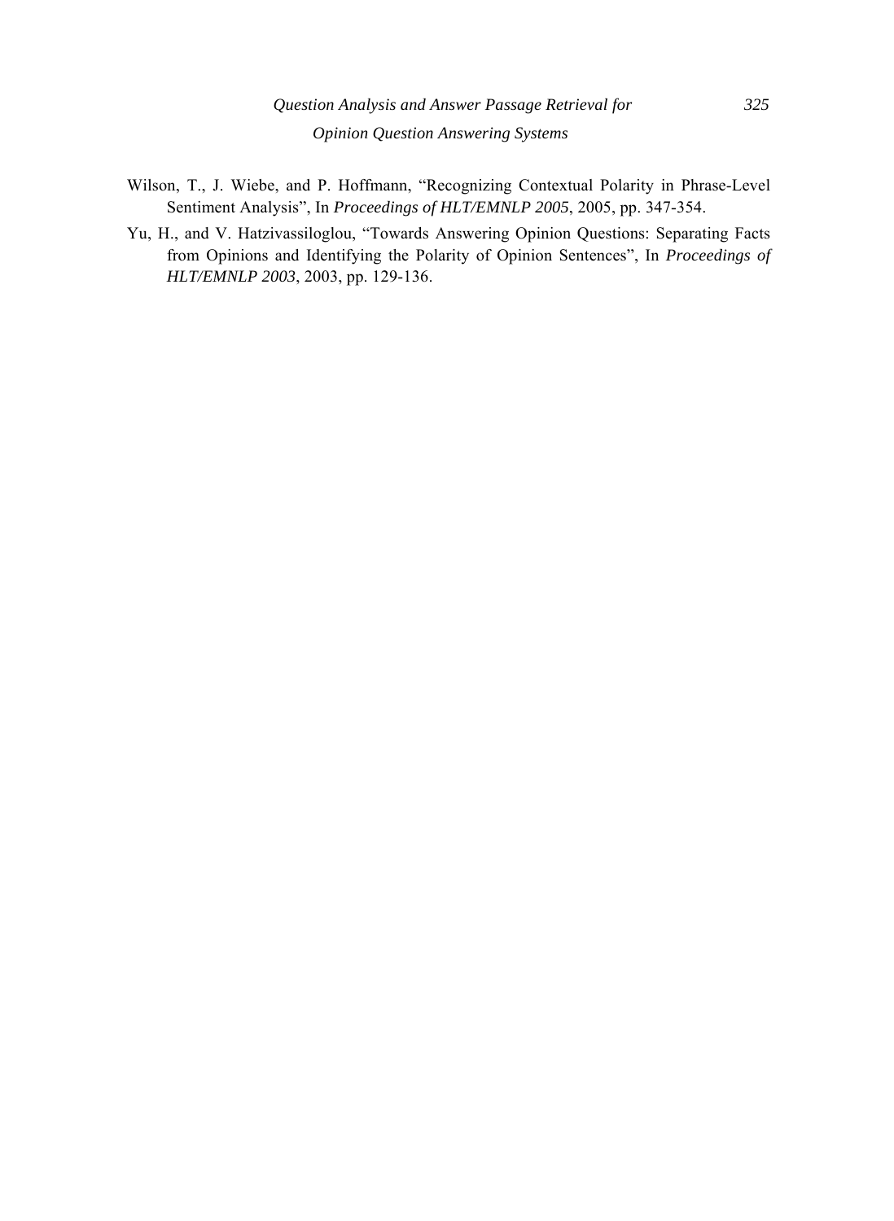Wilson, T., J. Wiebe, and P. Hoffmann, "Recognizing Contextual Polarity in Phrase-Level Sentiment Analysis", In *Proceedings of HLT/EMNLP 2005*, 2005, pp. 347-354.

Yu, H., and V. Hatzivassiloglou, "Towards Answering Opinion Questions: Separating Facts from Opinions and Identifying the Polarity of Opinion Sentences", In *Proceedings of HLT/EMNLP 2003*, 2003, pp. 129-136.